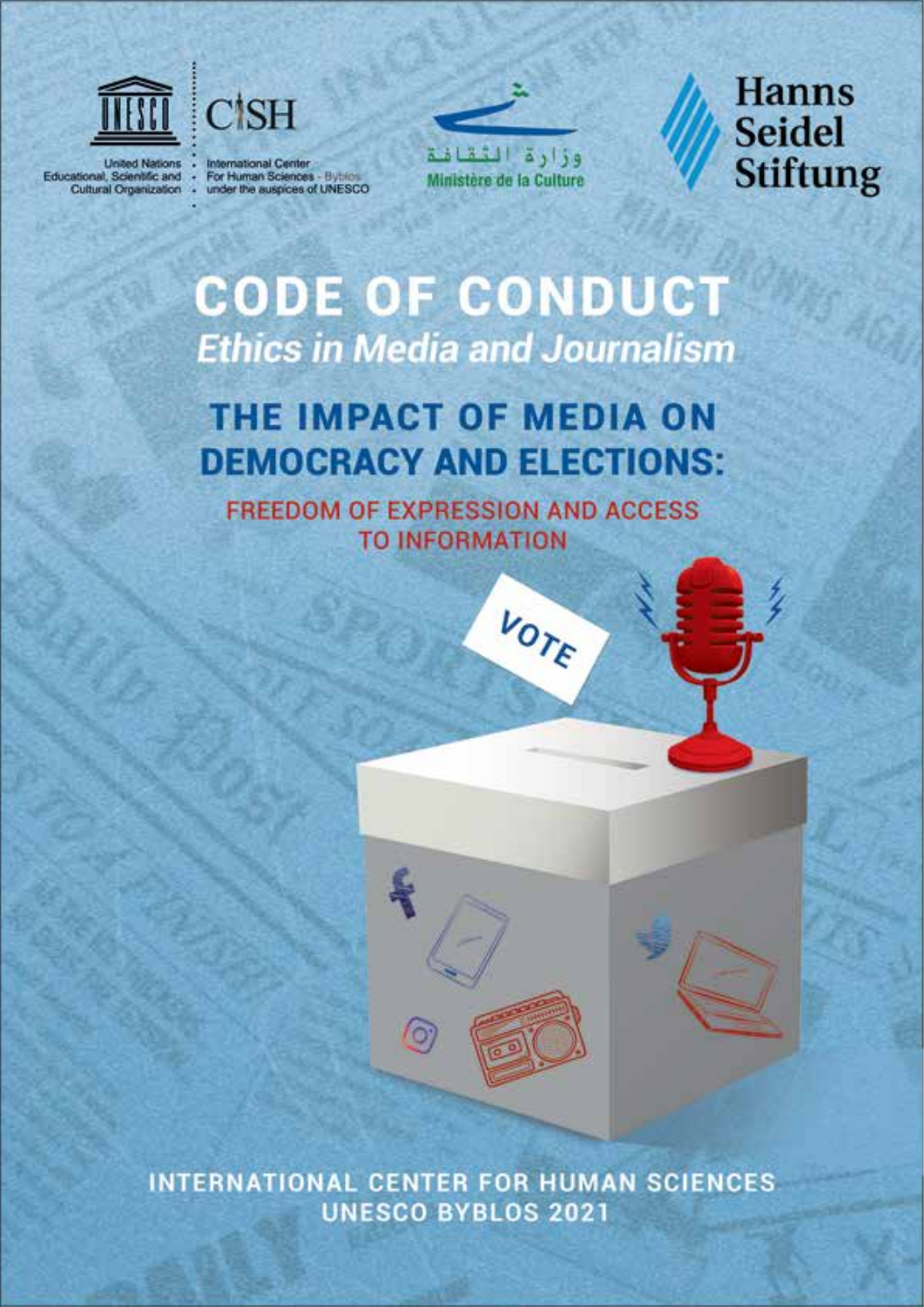United Nations Educational, Scientific and Cultural Organization

CISH
International Center For Human Sciences - Byblos under the auspices of UNESCO

وزارة الثقافة
Ministère de la Culture

Hanns Seidel Stiftung

# CODE OF CONDUCT

## *Ethics in Media and Journalism*

## THE IMPACT OF MEDIA ON DEMOCRACY AND ELECTIONS:

### FREEDOM OF EXPRESSION AND ACCESS TO INFORMATION

VOTE

INTERNATIONAL CENTER FOR HUMAN SCIENCES
UNESCO BYBLOS 2021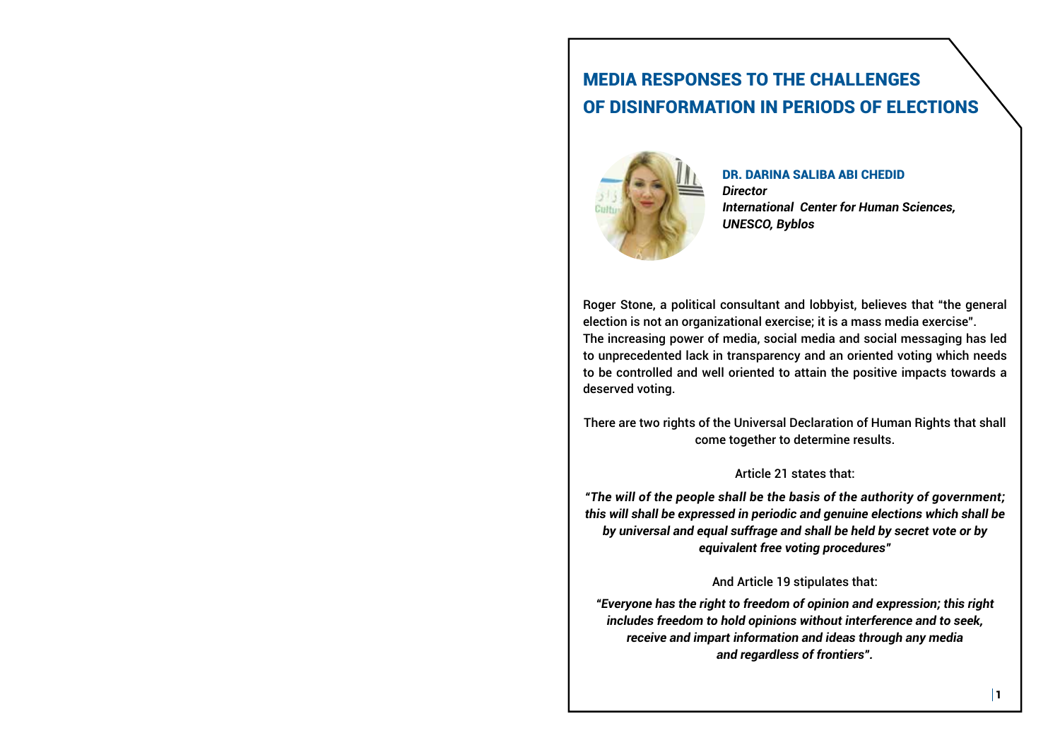# MEDIA RESPONSES TO THE CHALLENGES OF DISINFORMATION IN PERIODS OF ELECTIONS

**DR. DARINA SALIBA ABI CHEDID**
***Director***
***International Center for Human Sciences, UNESCO, Byblos***

Roger Stone, a political consultant and lobbyist, believes that "the general election is not an organizational exercise; it is a mass media exercise".
The increasing power of media, social media and social messaging has led to unprecedented lack in transparency and an oriented voting which needs to be controlled and well oriented to attain the positive impacts towards a deserved voting.

There are two rights of the Universal Declaration of Human Rights that shall come together to determine results.

Article 21 states that:

***"The will of the people shall be the basis of the authority of government; this will shall be expressed in periodic and genuine elections which shall be by universal and equal suffrage and shall be held by secret vote or by equivalent free voting procedures"***

And Article 19 stipulates that:

***"Everyone has the right to freedom of opinion and expression; this right includes freedom to hold opinions without interference and to seek, receive and impart information and ideas through any media and regardless of frontiers".***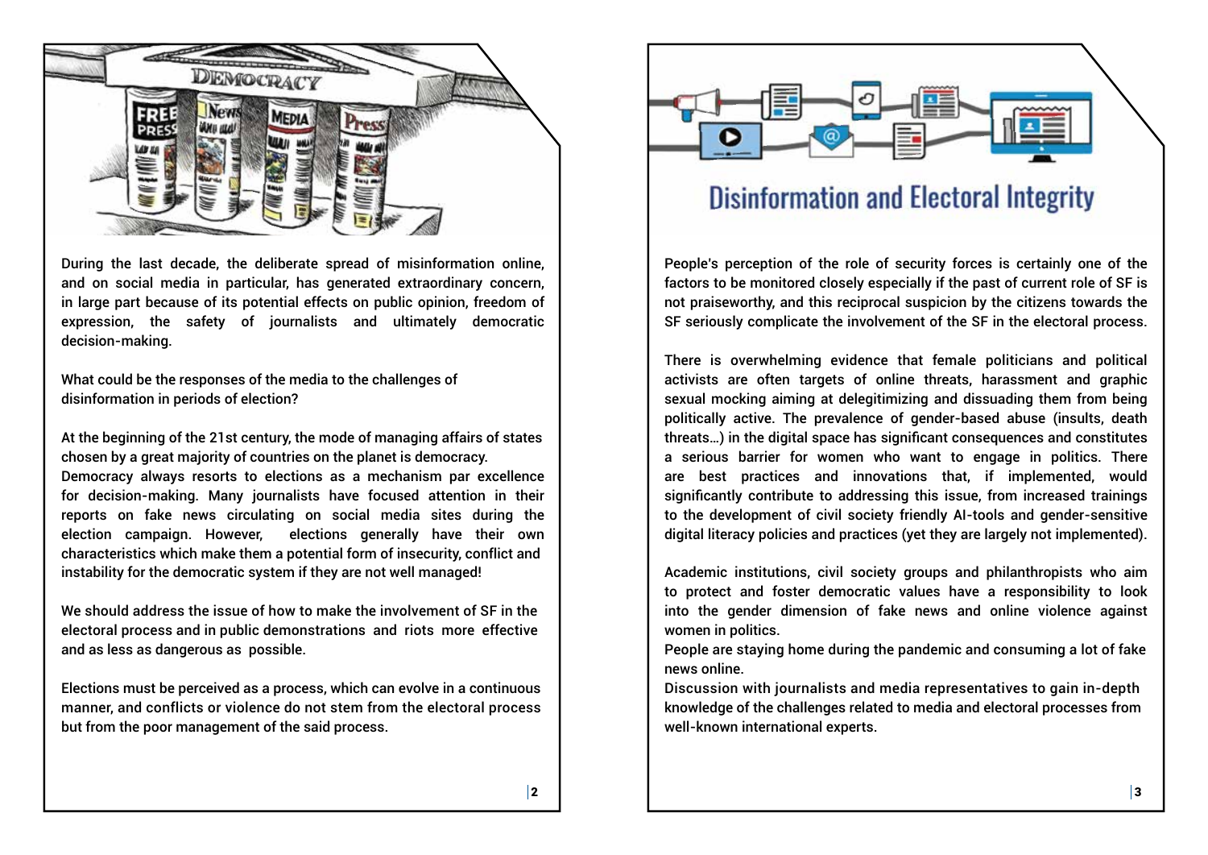During the last decade, the deliberate spread of misinformation online, and on social media in particular, has generated extraordinary concern, in large part because of its potential effects on public opinion, freedom of expression, the safety of journalists and ultimately democratic decision-making.

What could be the responses of the media to the challenges of disinformation in periods of election?

At the beginning of the 21st century, the mode of managing affairs of states chosen by a great majority of countries on the planet is democracy. Democracy always resorts to elections as a mechanism par excellence for decision-making. Many journalists have focused attention in their reports on fake news circulating on social media sites during the election campaign. However, elections generally have their own characteristics which make them a potential form of insecurity, conflict and instability for the democratic system if they are not well managed!

We should address the issue of how to make the involvement of SF in the electoral process and in public demonstrations and riots more effective and as less as dangerous as possible.

Elections must be perceived as a process, which can evolve in a continuous manner, and conflicts or violence do not stem from the electoral process but from the poor management of the said process.

# Disinformation and Electoral Integrity

People's perception of the role of security forces is certainly one of the factors to be monitored closely especially if the past of current role of SF is not praiseworthy, and this reciprocal suspicion by the citizens towards the SF seriously complicate the involvement of the SF in the electoral process.

There is overwhelming evidence that female politicians and political activists are often targets of online threats, harassment and graphic sexual mocking aiming at delegitimizing and dissuading them from being politically active. The prevalence of gender-based abuse (insults, death threats…) in the digital space has significant consequences and constitutes a serious barrier for women who want to engage in politics. There are best practices and innovations that, if implemented, would significantly contribute to addressing this issue, from increased trainings to the development of civil society friendly AI-tools and gender-sensitive digital literacy policies and practices (yet they are largely not implemented).

Academic institutions, civil society groups and philanthropists who aim to protect and foster democratic values have a responsibility to look into the gender dimension of fake news and online violence against women in politics.
People are staying home during the pandemic and consuming a lot of fake news online.
Discussion with journalists and media representatives to gain in-depth knowledge of the challenges related to media and electoral processes from well-known international experts.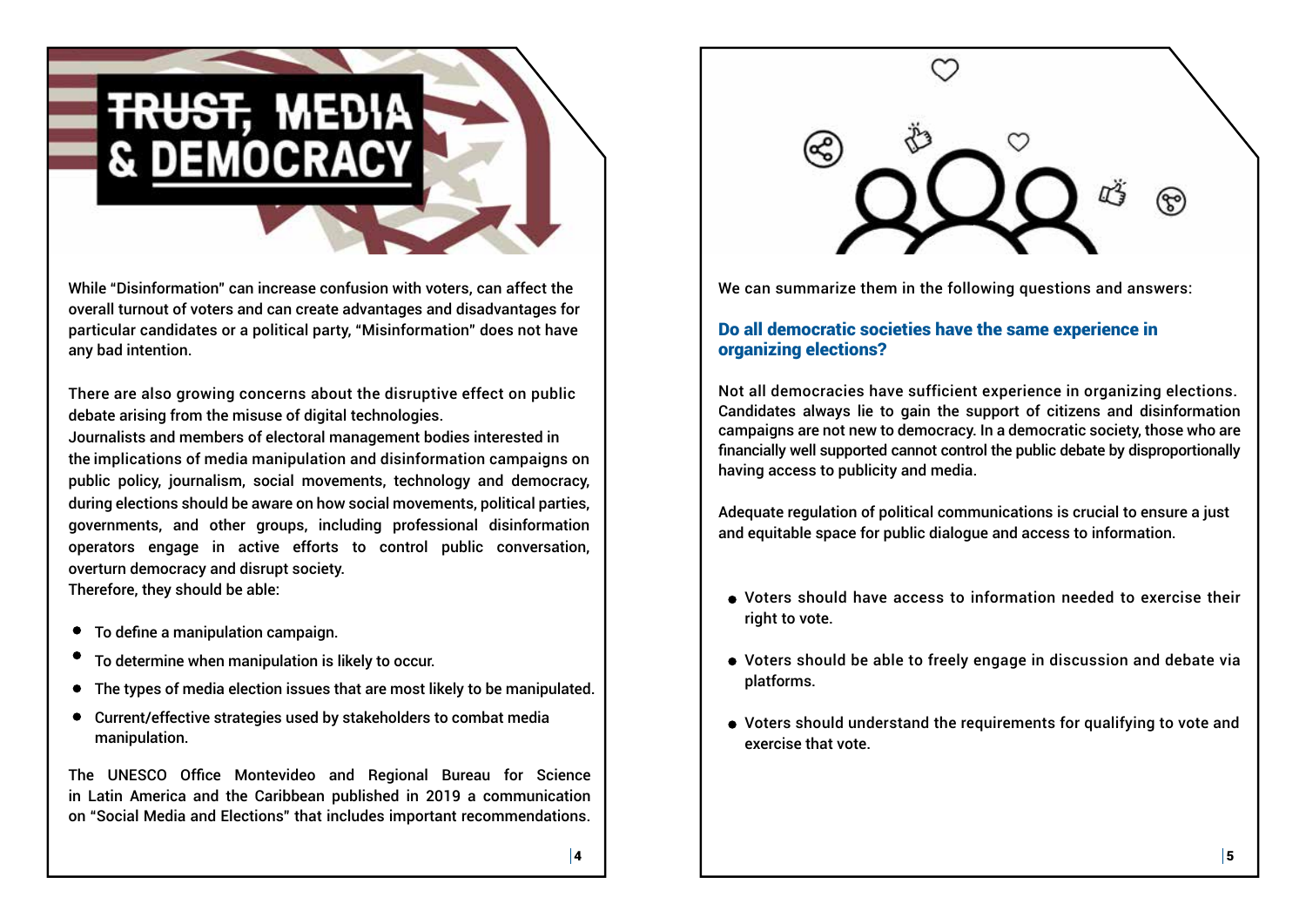# TRUST, MEDIA & DEMOCRACY

While "Disinformation" can increase confusion with voters, can affect the overall turnout of voters and can create advantages and disadvantages for particular candidates or a political party, "Misinformation" does not have any bad intention.

There are also growing concerns about the disruptive effect on public debate arising from the misuse of digital technologies.
Journalists and members of electoral management bodies interested in the implications of media manipulation and disinformation campaigns on public policy, journalism, social movements, technology and democracy, during elections should be aware on how social movements, political parties, governments, and other groups, including professional disinformation operators engage in active efforts to control public conversation, overturn democracy and disrupt society.
Therefore, they should be able:

- To define a manipulation campaign.
- To determine when manipulation is likely to occur.
- The types of media election issues that are most likely to be manipulated.
- Current/effective strategies used by stakeholders to combat media manipulation.

The UNESCO Office Montevideo and Regional Bureau for Science in Latin America and the Caribbean published in 2019 a communication on "Social Media and Elections" that includes important recommendations.

We can summarize them in the following questions and answers:

### Do all democratic societies have the same experience in organizing elections?

Not all democracies have sufficient experience in organizing elections. Candidates always lie to gain the support of citizens and disinformation campaigns are not new to democracy. In a democratic society, those who are financially well supported cannot control the public debate by disproportionally having access to publicity and media.

Adequate regulation of political communications is crucial to ensure a just and equitable space for public dialogue and access to information.

- Voters should have access to information needed to exercise their right to vote.
- Voters should be able to freely engage in discussion and debate via platforms.
- Voters should understand the requirements for qualifying to vote and exercise that vote.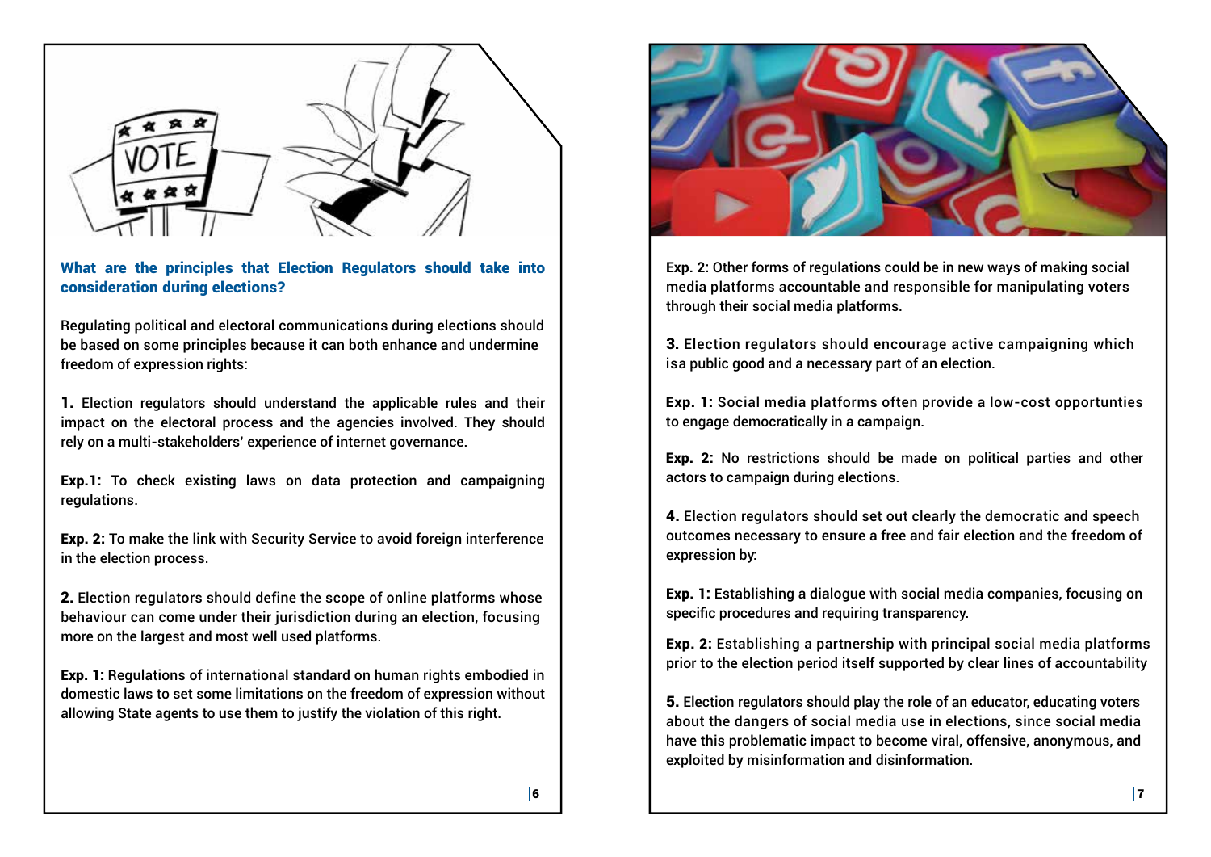## What are the principles that Election Regulators should take into consideration during elections?

Regulating political and electoral communications during elections should be based on some principles because it can both enhance and undermine freedom of expression rights:

**1.** Election regulators should understand the applicable rules and their impact on the electoral process and the agencies involved. They should rely on a multi-stakeholders' experience of internet governance.

**Exp.1:** To check existing laws on data protection and campaigning regulations.

**Exp. 2:** To make the link with Security Service to avoid foreign interference in the election process.

**2.** Election regulators should define the scope of online platforms whose behaviour can come under their jurisdiction during an election, focusing more on the largest and most well used platforms.

**Exp. 1:** Regulations of international standard on human rights embodied in domestic laws to set some limitations on the freedom of expression without allowing State agents to use them to justify the violation of this right.

**Exp. 2:** Other forms of regulations could be in new ways of making social media platforms accountable and responsible for manipulating voters through their social media platforms.

**3.** Election regulators should encourage active campaigning which isa public good and a necessary part of an election.

**Exp. 1:** Social media platforms often provide a low-cost opportunties to engage democratically in a campaign.

**Exp. 2:** No restrictions should be made on political parties and other actors to campaign during elections.

**4.** Election regulators should set out clearly the democratic and speech outcomes necessary to ensure a free and fair election and the freedom of expression by:

**Exp. 1:** Establishing a dialogue with social media companies, focusing on specific procedures and requiring transparency.

**Exp. 2:** Establishing a partnership with principal social media platforms prior to the election period itself supported by clear lines of accountability

**5.** Election regulators should play the role of an educator, educating voters about the dangers of social media use in elections, since social media have this problematic impact to become viral, offensive, anonymous, and exploited by misinformation and disinformation.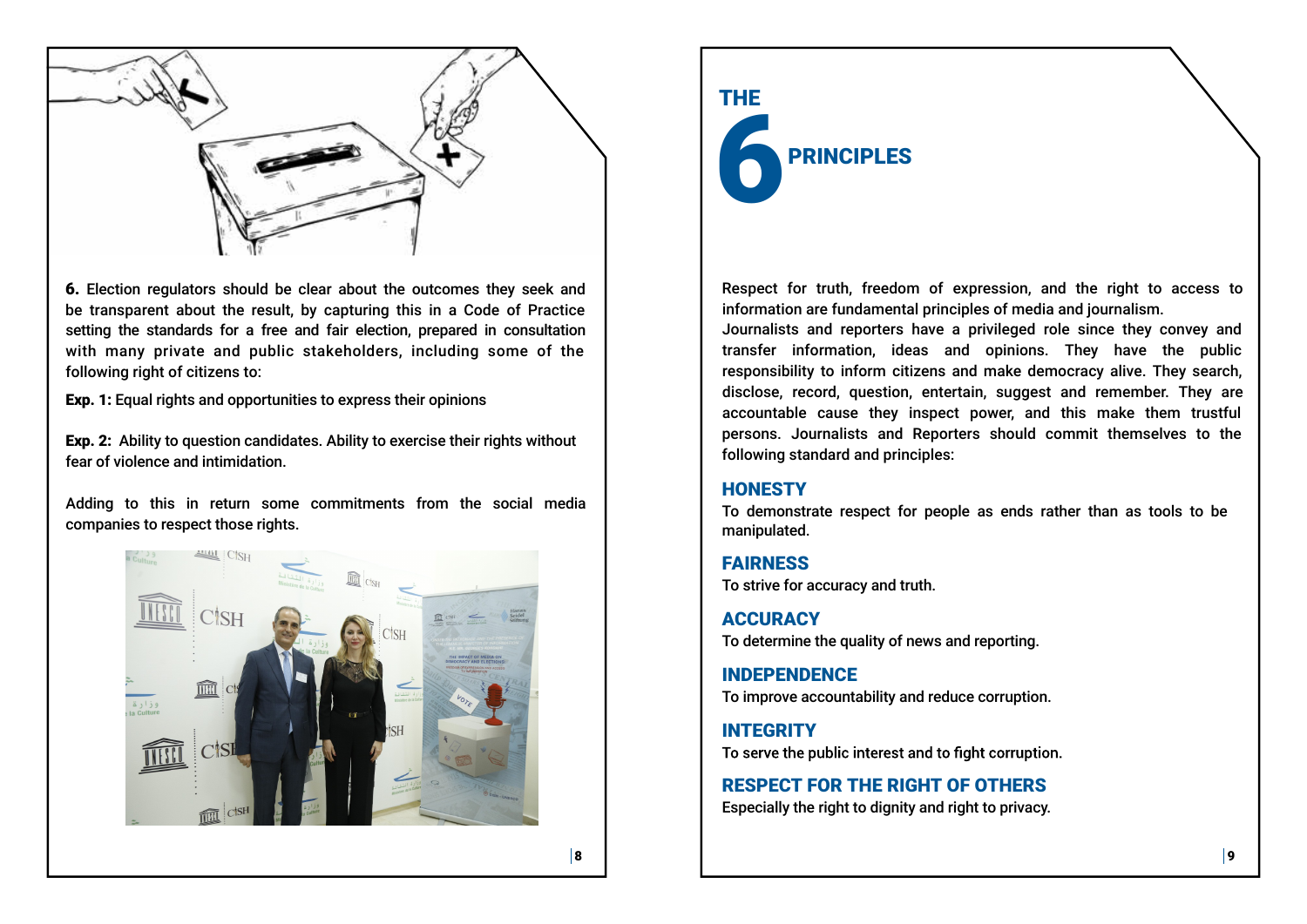**6.** Election regulators should be clear about the outcomes they seek and be transparent about the result, by capturing this in a Code of Practice setting the standards for a free and fair election, prepared in consultation with many private and public stakeholders, including some of the following right of citizens to:

**Exp. 1:** Equal rights and opportunities to express their opinions

**Exp. 2:** Ability to question candidates. Ability to exercise their rights without fear of violence and intimidation.

Adding to this in return some commitments from the social media companies to respect those rights.

# THE 6 PRINCIPLES

Respect for truth, freedom of expression, and the right to access to information are fundamental principles of media and journalism.

Journalists and reporters have a privileged role since they convey and transfer information, ideas and opinions. They have the public responsibility to inform citizens and make democracy alive. They search, disclose, record, question, entertain, suggest and remember. They are accountable cause they inspect power, and this make them trustful persons. Journalists and Reporters should commit themselves to the following standard and principles:

## HONESTY

To demonstrate respect for people as ends rather than as tools to be manipulated.

## FAIRNESS

To strive for accuracy and truth.

## ACCURACY

To determine the quality of news and reporting.

## INDEPENDENCE

To improve accountability and reduce corruption.

## INTEGRITY

To serve the public interest and to fight corruption.

## RESPECT FOR THE RIGHT OF OTHERS

Especially the right to dignity and right to privacy.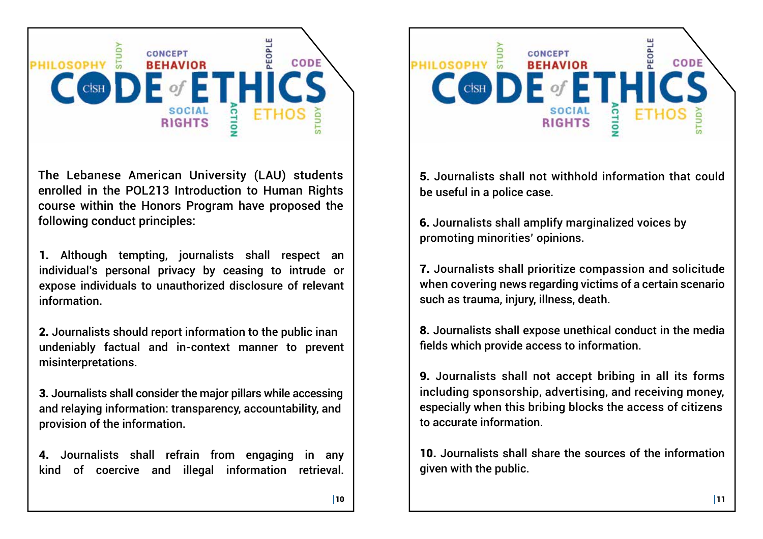# CODE of ETHICS

The Lebanese American University (LAU) students enrolled in the POL213 Introduction to Human Rights course within the Honors Program have proposed the following conduct principles:

**1.** Although tempting, journalists shall respect an individual's personal privacy by ceasing to intrude or expose individuals to unauthorized disclosure of relevant information.

**2.** Journalists should report information to the public inan undeniably factual and in-context manner to prevent misinterpretations.

**3.** Journalists shall consider the major pillars while accessing and relaying information: transparency, accountability, and provision of the information.

**4.** Journalists shall refrain from engaging in any kind of coercive and illegal information retrieval.

# CODE of ETHICS

**5.** Journalists shall not withhold information that could be useful in a police case.

**6.** Journalists shall amplify marginalized voices by promoting minorities' opinions.

**7.** Journalists shall prioritize compassion and solicitude when covering news regarding victims of a certain scenario such as trauma, injury, illness, death.

**8.** Journalists shall expose unethical conduct in the media fields which provide access to information.

**9.** Journalists shall not accept bribing in all its forms including sponsorship, advertising, and receiving money, especially when this bribing blocks the access of citizens to accurate information.

**10.** Journalists shall share the sources of the information given with the public.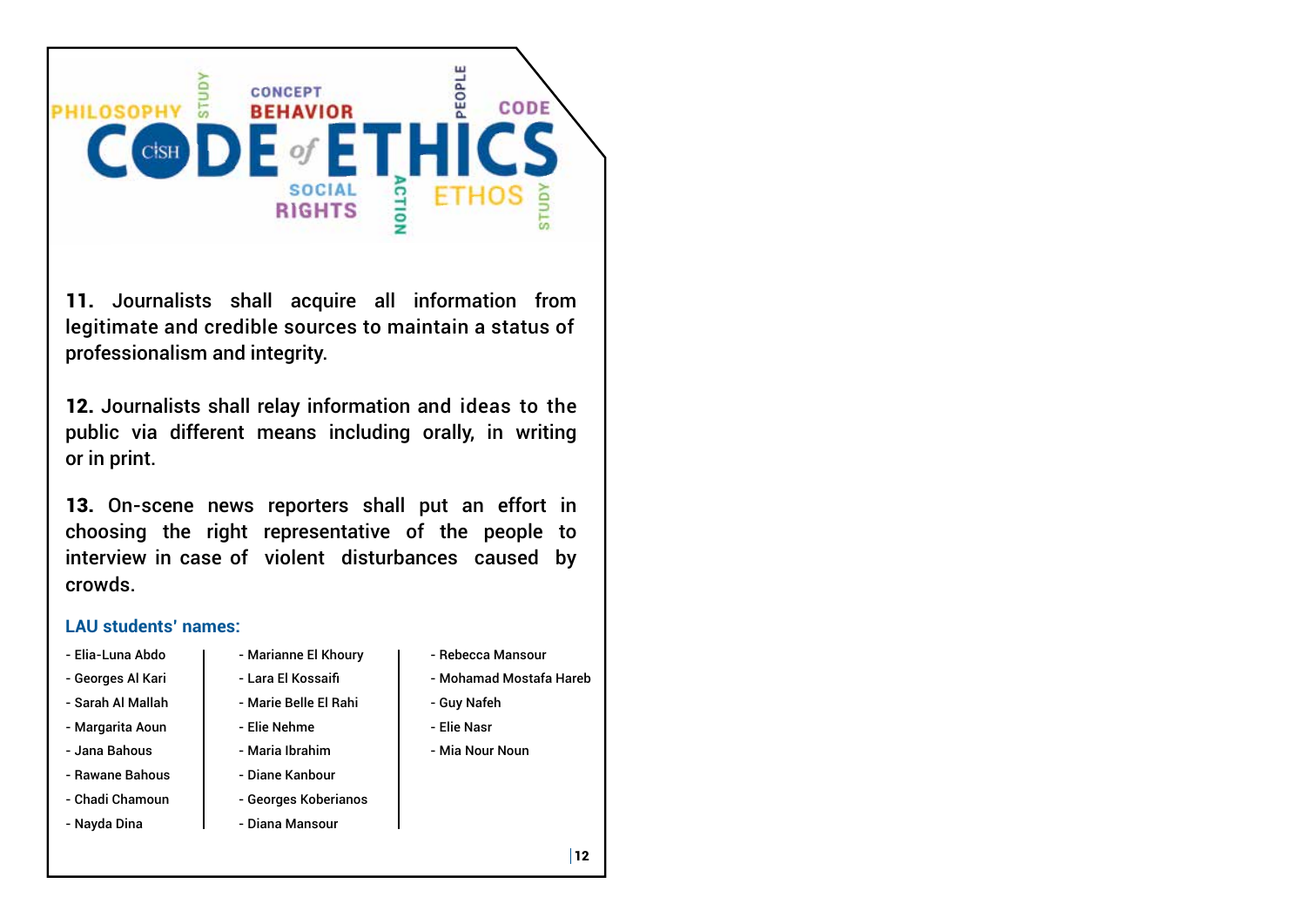# CODE of ETHICS

**11.** Journalists shall acquire all information from legitimate and credible sources to maintain a status of professionalism and integrity.

**12.** Journalists shall relay information and ideas to the public via different means including orally, in writing or in print.

**13.** On-scene news reporters shall put an effort in choosing the right representative of the people to interview in case of violent disturbances caused by crowds.

### LAU students' names:

- Elia-Luna Abdo
- Georges Al Kari
- Sarah Al Mallah
- Margarita Aoun
- Jana Bahous
- Rawane Bahous
- Chadi Chamoun
- Nayda Dina
- Marianne El Khoury
- Lara El Kossaifi
- Marie Belle El Rahi
- Elie Nehme
- Maria Ibrahim
- Diane Kanbour
- Georges Koberianos
- Diana Mansour
- Rebecca Mansour
- Mohamad Mostafa Hareb
- Guy Nafeh
- Elie Nasr
- Mia Nour Noun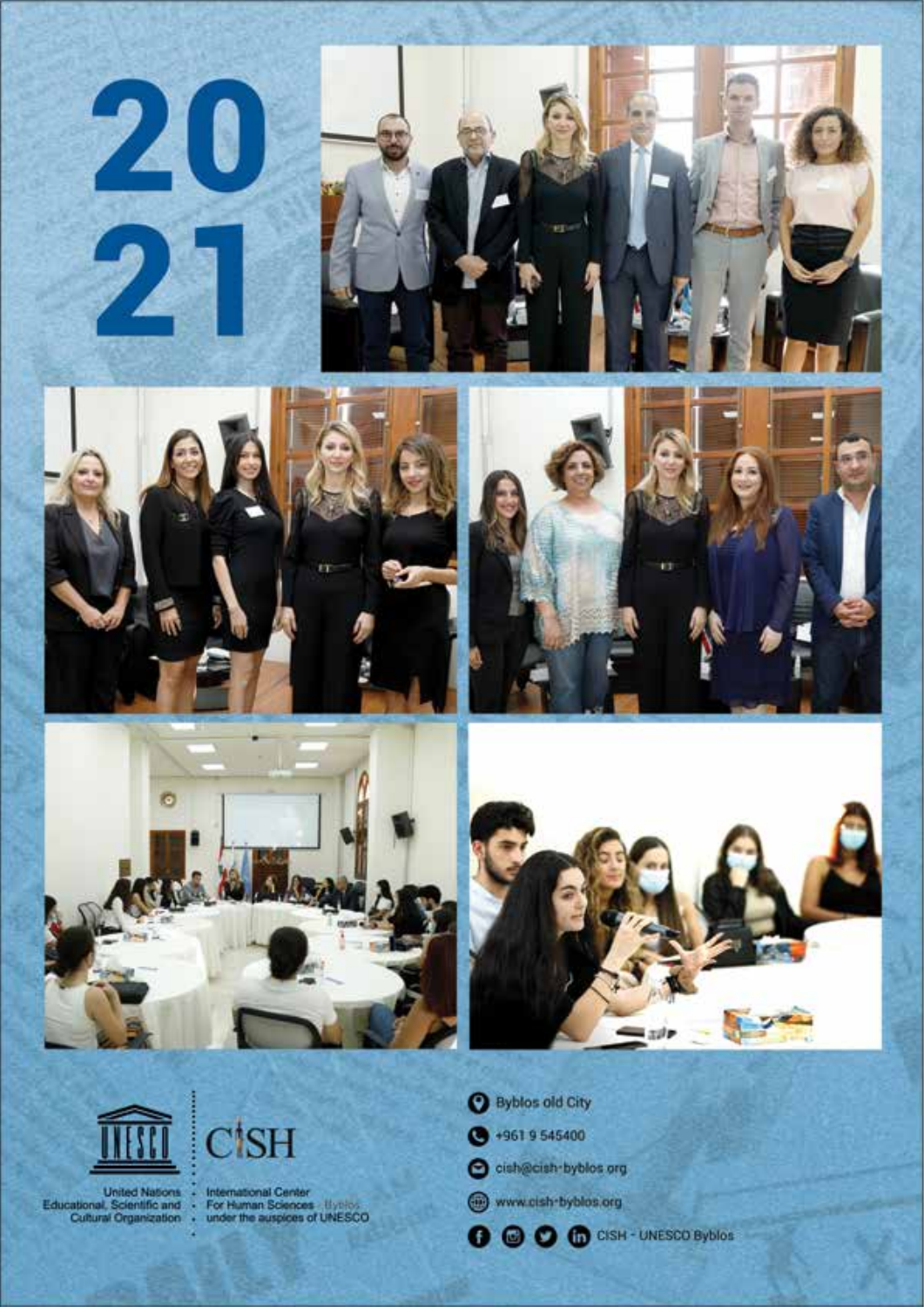# 2021

UNESCO

United Nations Educational, Scientific and Cultural Organization

CISH

International Center For Human Sciences - Byblos under the auspices of UNESCO

Byblos old City

+961 9 545400

cish@cish-byblos.org

www.cish-byblos.org

CISH - UNESCO Byblos